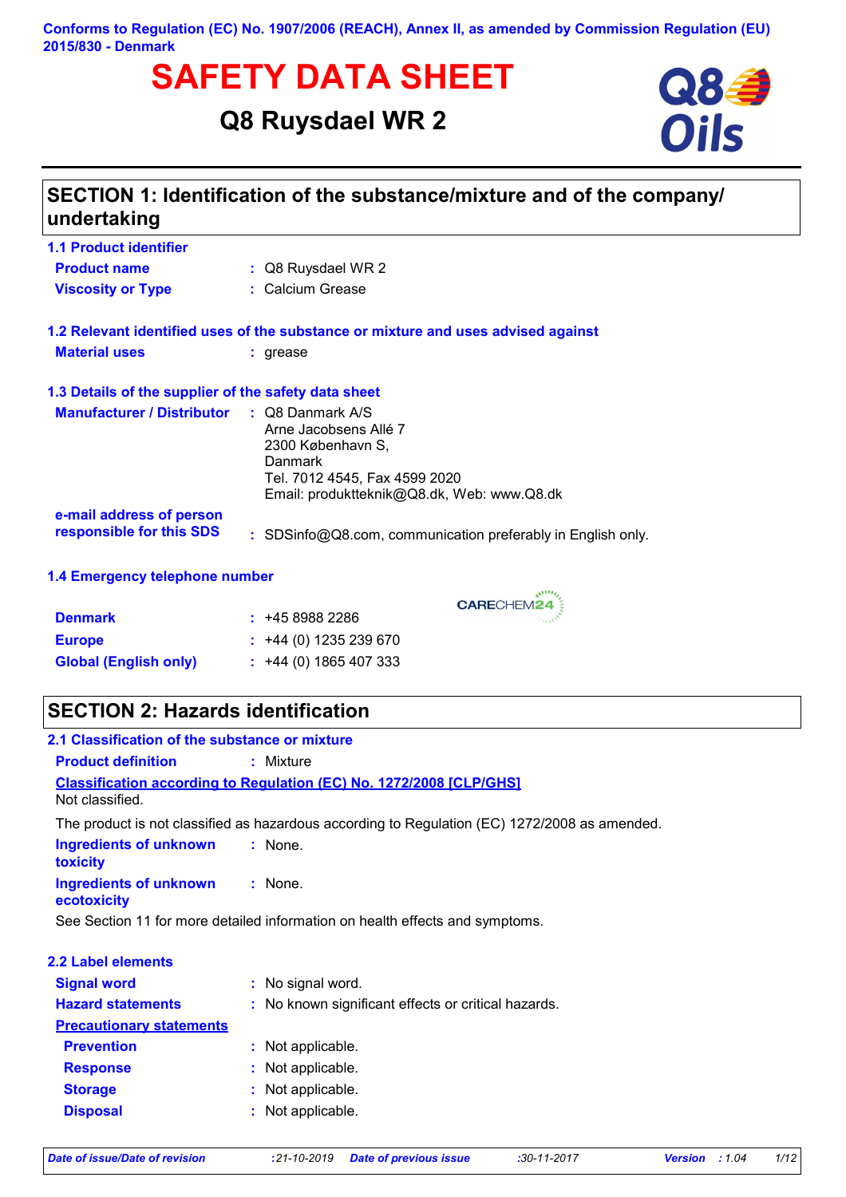Conforms to Regulation (EC) No. 1907/2006 (REACH), Annex II, as amended by Commission Regulation (EU) 2015/830 - Denmark

# SAFETY DATA SHEET

## Q8 Ruysdael WR 2

## SECTION 1: Identification of the substance/mixture and of the company/undertaking

### 1.1 Product identifier

**Product name** : Q8 Ruysdael WR 2

**Viscosity or Type** : Calcium Grease

### 1.2 Relevant identified uses of the substance or mixture and uses advised against

**Material uses** : grease

### 1.3 Details of the supplier of the safety data sheet

**Manufacturer / Distributor** : Q8 Danmark A/S
Arne Jacobsens Allé 7
2300 København S,
Danmark
Tel. 7012 4545, Fax 4599 2020
Email: produktteknik@Q8.dk, Web: www.Q8.dk

**e-mail address of person responsible for this SDS** : SDSinfo@Q8.com, communication preferably in English only.

### 1.4 Emergency telephone number

CARECHEM24

**Denmark** : +45 8988 2286

**Europe** : +44 (0) 1235 239 670

**Global (English only)** : +44 (0) 1865 407 333

## SECTION 2: Hazards identification

### 2.1 Classification of the substance or mixture

**Product definition** : Mixture

**Classification according to Regulation (EC) No. 1272/2008 [CLP/GHS]**

Not classified.

The product is not classified as hazardous according to Regulation (EC) 1272/2008 as amended.

**Ingredients of unknown toxicity** : None.

**Ingredients of unknown ecotoxicity** : None.

See Section 11 for more detailed information on health effects and symptoms.

### 2.2 Label elements

**Signal word** : No signal word.

**Hazard statements** : No known significant effects or critical hazards.

**Precautionary statements**

**Prevention** : Not applicable.

**Response** : Not applicable.

**Storage** : Not applicable.

**Disposal** : Not applicable.

*Date of issue/Date of revision* : 21-10-2019 *Date of previous issue* : 30-11-2017 *Version* : 1.04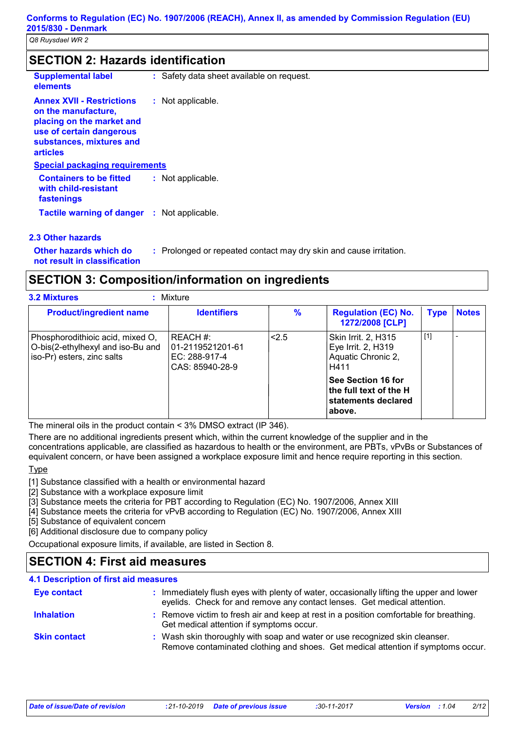## SECTION 2: Hazards identification

**Supplemental label elements** : Safety data sheet available on request.

**Annex XVII - Restrictions on the manufacture, placing on the market and use of certain dangerous substances, mixtures and articles** : Not applicable.

**Special packaging requirements**

**Containers to be fitted with child-resistant fastenings** : Not applicable.

**Tactile warning of danger** : Not applicable.

### 2.3 Other hazards

**Other hazards which do not result in classification** : Prolonged or repeated contact may dry skin and cause irritation.

## SECTION 3: Composition/information on ingredients

**3.2 Mixtures** : Mixture

| Product/ingredient name | Identifiers | % | Regulation (EC) No. 1272/2008 [CLP] | Type | Notes |
|---|---|---|---|---|---|
| Phosphorodithioic acid, mixed O, O-bis(2-ethylhexyl and iso-Bu and iso-Pr) esters, zinc salts | REACH #: 01-2119521201-61<br>EC: 288-917-4<br>CAS: 85940-28-9 | <2.5 | Skin Irrit. 2, H315<br>Eye Irrit. 2, H319<br>Aquatic Chronic 2, H411<br>**See Section 16 for the full text of the H statements declared above.** | [1] | - |

The mineral oils in the product contain < 3% DMSO extract (IP 346).

There are no additional ingredients present which, within the current knowledge of the supplier and in the concentrations applicable, are classified as hazardous to health or the environment, are PBTs, vPvBs or Substances of equivalent concern, or have been assigned a workplace exposure limit and hence require reporting in this section.

Type

[1] Substance classified with a health or environmental hazard
[2] Substance with a workplace exposure limit
[3] Substance meets the criteria for PBT according to Regulation (EC) No. 1907/2006, Annex XIII
[4] Substance meets the criteria for vPvB according to Regulation (EC) No. 1907/2006, Annex XIII
[5] Substance of equivalent concern
[6] Additional disclosure due to company policy

Occupational exposure limits, if available, are listed in Section 8.

## SECTION 4: First aid measures

### 4.1 Description of first aid measures

**Eye contact** : Immediately flush eyes with plenty of water, occasionally lifting the upper and lower eyelids. Check for and remove any contact lenses. Get medical attention.

**Inhalation** : Remove victim to fresh air and keep at rest in a position comfortable for breathing. Get medical attention if symptoms occur.

**Skin contact** : Wash skin thoroughly with soap and water or use recognized skin cleanser. Remove contaminated clothing and shoes. Get medical attention if symptoms occur.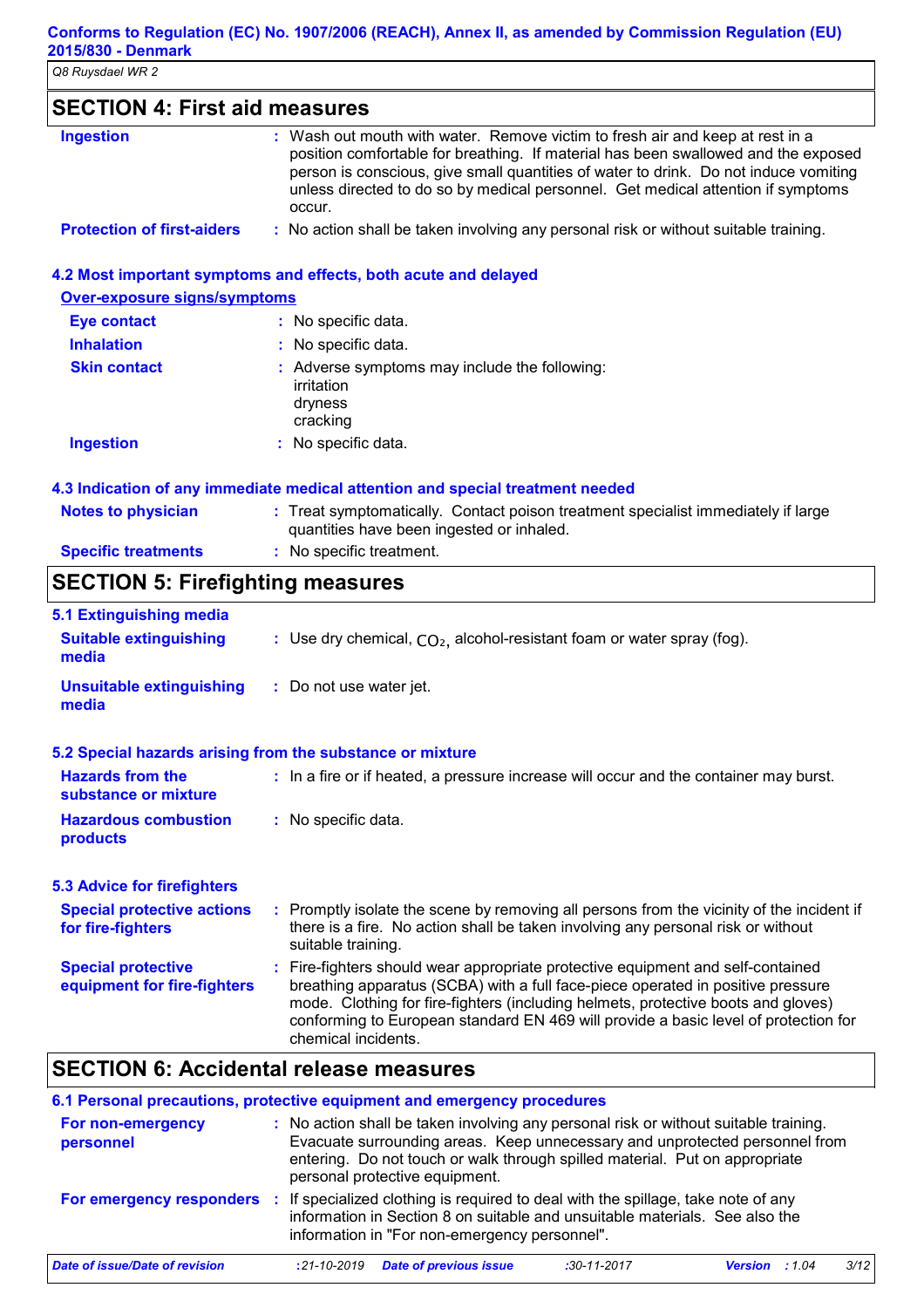## SECTION 4: First aid measures

**Ingestion** : Wash out mouth with water. Remove victim to fresh air and keep at rest in a position comfortable for breathing. If material has been swallowed and the exposed person is conscious, give small quantities of water to drink. Do not induce vomiting unless directed to do so by medical personnel. Get medical attention if symptoms occur.

**Protection of first-aiders** : No action shall be taken involving any personal risk or without suitable training.

### 4.2 Most important symptoms and effects, both acute and delayed

**Over-exposure signs/symptoms**

**Eye contact** : No specific data.

**Inhalation** : No specific data.

**Skin contact** : Adverse symptoms may include the following:
irritation
dryness
cracking

**Ingestion** : No specific data.

### 4.3 Indication of any immediate medical attention and special treatment needed

**Notes to physician** : Treat symptomatically. Contact poison treatment specialist immediately if large quantities have been ingested or inhaled.

**Specific treatments** : No specific treatment.

## SECTION 5: Firefighting measures

### 5.1 Extinguishing media

**Suitable extinguishing media** : Use dry chemical, $CO_2$, alcohol-resistant foam or water spray (fog).

**Unsuitable extinguishing media** : Do not use water jet.

### 5.2 Special hazards arising from the substance or mixture

**Hazards from the substance or mixture** : In a fire or if heated, a pressure increase will occur and the container may burst.

**Hazardous combustion products** : No specific data.

### 5.3 Advice for firefighters

**Special protective actions for fire-fighters** : Promptly isolate the scene by removing all persons from the vicinity of the incident if there is a fire. No action shall be taken involving any personal risk or without suitable training.

**Special protective equipment for fire-fighters** : Fire-fighters should wear appropriate protective equipment and self-contained breathing apparatus (SCBA) with a full face-piece operated in positive pressure mode. Clothing for fire-fighters (including helmets, protective boots and gloves) conforming to European standard EN 469 will provide a basic level of protection for chemical incidents.

## SECTION 6: Accidental release measures

### 6.1 Personal precautions, protective equipment and emergency procedures

**For non-emergency personnel** : No action shall be taken involving any personal risk or without suitable training. Evacuate surrounding areas. Keep unnecessary and unprotected personnel from entering. Do not touch or walk through spilled material. Put on appropriate personal protective equipment.

**For emergency responders** : If specialized clothing is required to deal with the spillage, take note of any information in Section 8 on suitable and unsuitable materials. See also the information in "For non-emergency personnel".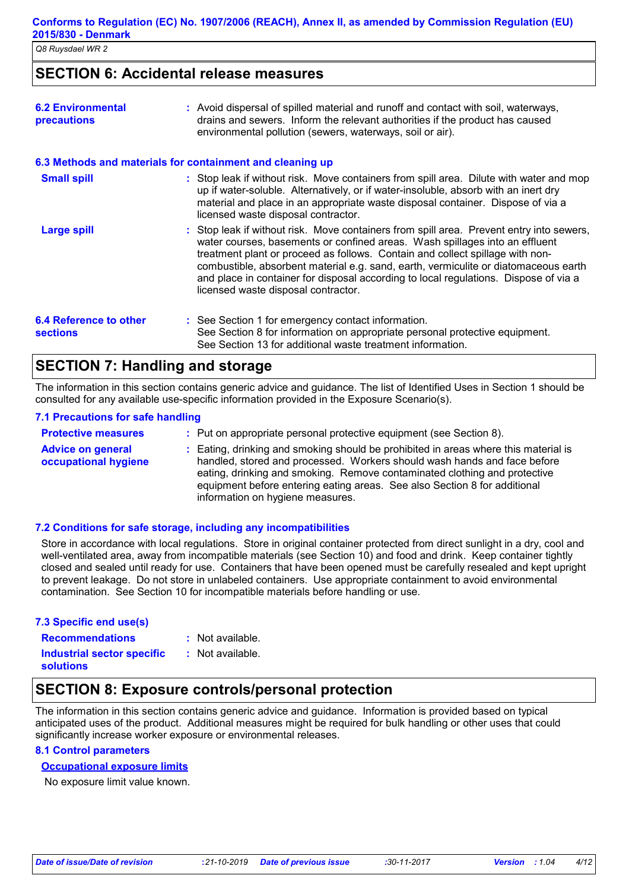## SECTION 6: Accidental release measures

**6.2 Environmental precautions** : Avoid dispersal of spilled material and runoff and contact with soil, waterways, drains and sewers. Inform the relevant authorities if the product has caused environmental pollution (sewers, waterways, soil or air).

**6.3 Methods and materials for containment and cleaning up**

**Small spill** : Stop leak if without risk. Move containers from spill area. Dilute with water and mop up if water-soluble. Alternatively, or if water-insoluble, absorb with an inert dry material and place in an appropriate waste disposal container. Dispose of via a licensed waste disposal contractor.

**Large spill** : Stop leak if without risk. Move containers from spill area. Prevent entry into sewers, water courses, basements or confined areas. Wash spillages into an effluent treatment plant or proceed as follows. Contain and collect spillage with non-combustible, absorbent material e.g. sand, earth, vermiculite or diatomaceous earth and place in container for disposal according to local regulations. Dispose of via a licensed waste disposal contractor.

**6.4 Reference to other sections** : See Section 1 for emergency contact information.
See Section 8 for information on appropriate personal protective equipment.
See Section 13 for additional waste treatment information.

## SECTION 7: Handling and storage

The information in this section contains generic advice and guidance. The list of Identified Uses in Section 1 should be consulted for any available use-specific information provided in the Exposure Scenario(s).

**7.1 Precautions for safe handling**

**Protective measures** : Put on appropriate personal protective equipment (see Section 8).

**Advice on general occupational hygiene** : Eating, drinking and smoking should be prohibited in areas where this material is handled, stored and processed. Workers should wash hands and face before eating, drinking and smoking. Remove contaminated clothing and protective equipment before entering eating areas. See also Section 8 for additional information on hygiene measures.

**7.2 Conditions for safe storage, including any incompatibilities**

Store in accordance with local regulations. Store in original container protected from direct sunlight in a dry, cool and well-ventilated area, away from incompatible materials (see Section 10) and food and drink. Keep container tightly closed and sealed until ready for use. Containers that have been opened must be carefully resealed and kept upright to prevent leakage. Do not store in unlabeled containers. Use appropriate containment to avoid environmental contamination. See Section 10 for incompatible materials before handling or use.

**7.3 Specific end use(s)**

**Recommendations** : Not available.

**Industrial sector specific solutions** : Not available.

## SECTION 8: Exposure controls/personal protection

The information in this section contains generic advice and guidance. Information is provided based on typical anticipated uses of the product. Additional measures might be required for bulk handling or other uses that could significantly increase worker exposure or environmental releases.

**8.1 Control parameters**

**Occupational exposure limits**

No exposure limit value known.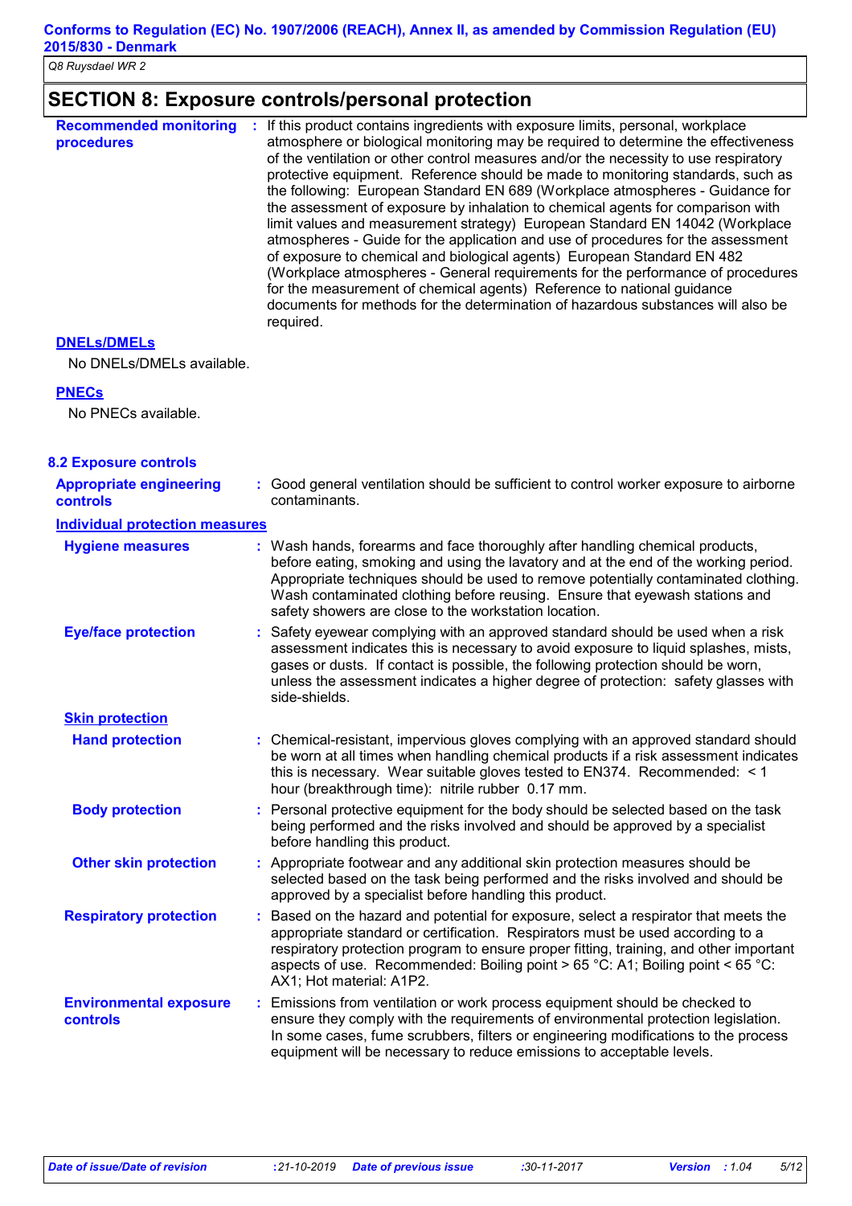## SECTION 8: Exposure controls/personal protection

**Recommended monitoring procedures** : If this product contains ingredients with exposure limits, personal, workplace atmosphere or biological monitoring may be required to determine the effectiveness of the ventilation or other control measures and/or the necessity to use respiratory protective equipment. Reference should be made to monitoring standards, such as the following: European Standard EN 689 (Workplace atmospheres - Guidance for the assessment of exposure by inhalation to chemical agents for comparison with limit values and measurement strategy) European Standard EN 14042 (Workplace atmospheres - Guide for the application and use of procedures for the assessment of exposure to chemical and biological agents) European Standard EN 482 (Workplace atmospheres - General requirements for the performance of procedures for the measurement of chemical agents) Reference to national guidance documents for methods for the determination of hazardous substances will also be required.

**DNELs/DMELs**

No DNELs/DMELs available.

**PNECs**

No PNECs available.

### 8.2 Exposure controls

**Appropriate engineering controls** : Good general ventilation should be sufficient to control worker exposure to airborne contaminants.

**Individual protection measures**

**Hygiene measures** : Wash hands, forearms and face thoroughly after handling chemical products, before eating, smoking and using the lavatory and at the end of the working period. Appropriate techniques should be used to remove potentially contaminated clothing. Wash contaminated clothing before reusing. Ensure that eyewash stations and safety showers are close to the workstation location.

**Eye/face protection** : Safety eyewear complying with an approved standard should be used when a risk assessment indicates this is necessary to avoid exposure to liquid splashes, mists, gases or dusts. If contact is possible, the following protection should be worn, unless the assessment indicates a higher degree of protection: safety glasses with side-shields.

**Skin protection**

**Hand protection** : Chemical-resistant, impervious gloves complying with an approved standard should be worn at all times when handling chemical products if a risk assessment indicates this is necessary. Wear suitable gloves tested to EN374. Recommended: < 1 hour (breakthrough time): nitrile rubber 0.17 mm.

**Body protection** : Personal protective equipment for the body should be selected based on the task being performed and the risks involved and should be approved by a specialist before handling this product.

**Other skin protection** : Appropriate footwear and any additional skin protection measures should be selected based on the task being performed and the risks involved and should be approved by a specialist before handling this product.

**Respiratory protection** : Based on the hazard and potential for exposure, select a respirator that meets the appropriate standard or certification. Respirators must be used according to a respiratory protection program to ensure proper fitting, training, and other important aspects of use. Recommended: Boiling point > 65 °C: A1; Boiling point < 65 °C: AX1; Hot material: A1P2.

**Environmental exposure controls** : Emissions from ventilation or work process equipment should be checked to ensure they comply with the requirements of environmental protection legislation. In some cases, fume scrubbers, filters or engineering modifications to the process equipment will be necessary to reduce emissions to acceptable levels.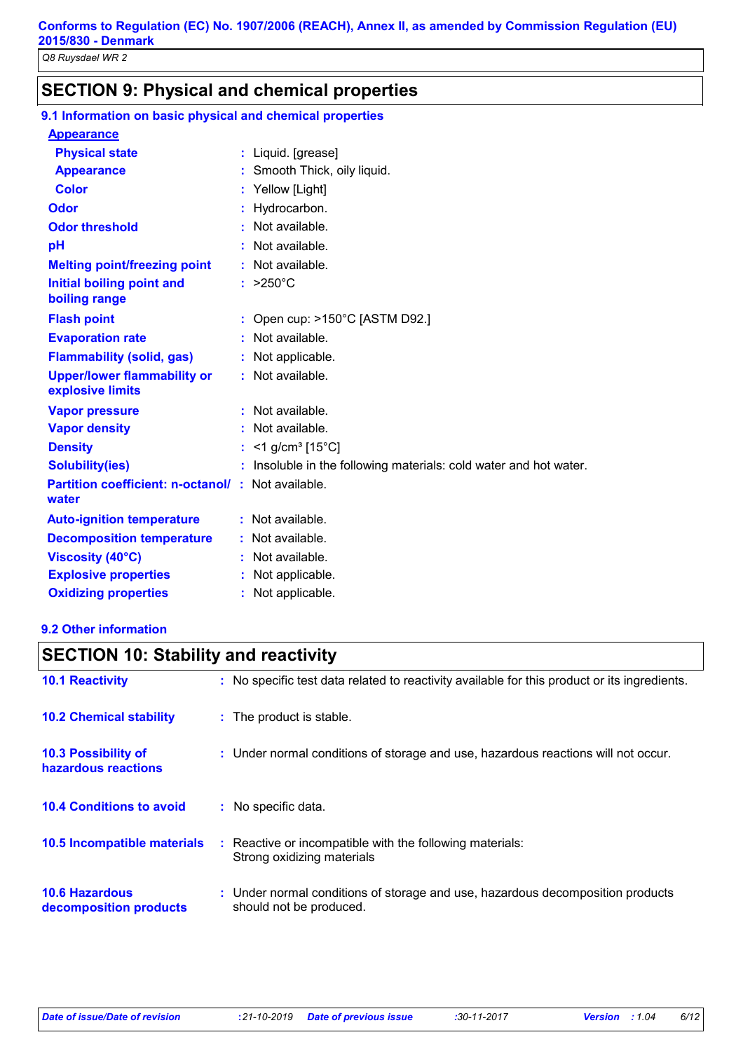## SECTION 9: Physical and chemical properties

### 9.1 Information on basic physical and chemical properties

**Appearance**

| | | |
|---|---|---|
| **Physical state** | : | Liquid. [grease] |
| **Appearance** | : | Smooth Thick, oily liquid. |
| **Color** | : | Yellow [Light] |
| **Odor** | : | Hydrocarbon. |
| **Odor threshold** | : | Not available. |
| **pH** | : | Not available. |
| **Melting point/freezing point** | : | Not available. |
| **Initial boiling point and boiling range** | : | >250°C |
| **Flash point** | : | Open cup: >150°C [ASTM D92.] |
| **Evaporation rate** | : | Not available. |
| **Flammability (solid, gas)** | : | Not applicable. |
| **Upper/lower flammability or explosive limits** | : | Not available. |
| **Vapor pressure** | : | Not available. |
| **Vapor density** | : | Not available. |
| **Density** | : | <1 g/cm³ [15°C] |
| **Solubility(ies)** | : | Insoluble in the following materials: cold water and hot water. |
| **Partition coefficient: n-octanol/ water** | : | Not available. |
| **Auto-ignition temperature** | : | Not available. |
| **Decomposition temperature** | : | Not available. |
| **Viscosity (40°C)** | : | Not available. |
| **Explosive properties** | : | Not applicable. |
| **Oxidizing properties** | : | Not applicable. |

### 9.2 Other information

## SECTION 10: Stability and reactivity

| | | |
|---|---|---|
| **10.1 Reactivity** | : | No specific test data related to reactivity available for this product or its ingredients. |
| **10.2 Chemical stability** | : | The product is stable. |
| **10.3 Possibility of hazardous reactions** | : | Under normal conditions of storage and use, hazardous reactions will not occur. |
| **10.4 Conditions to avoid** | : | No specific data. |
| **10.5 Incompatible materials** | : | Reactive or incompatible with the following materials: Strong oxidizing materials |
| **10.6 Hazardous decomposition products** | : | Under normal conditions of storage and use, hazardous decomposition products should not be produced. |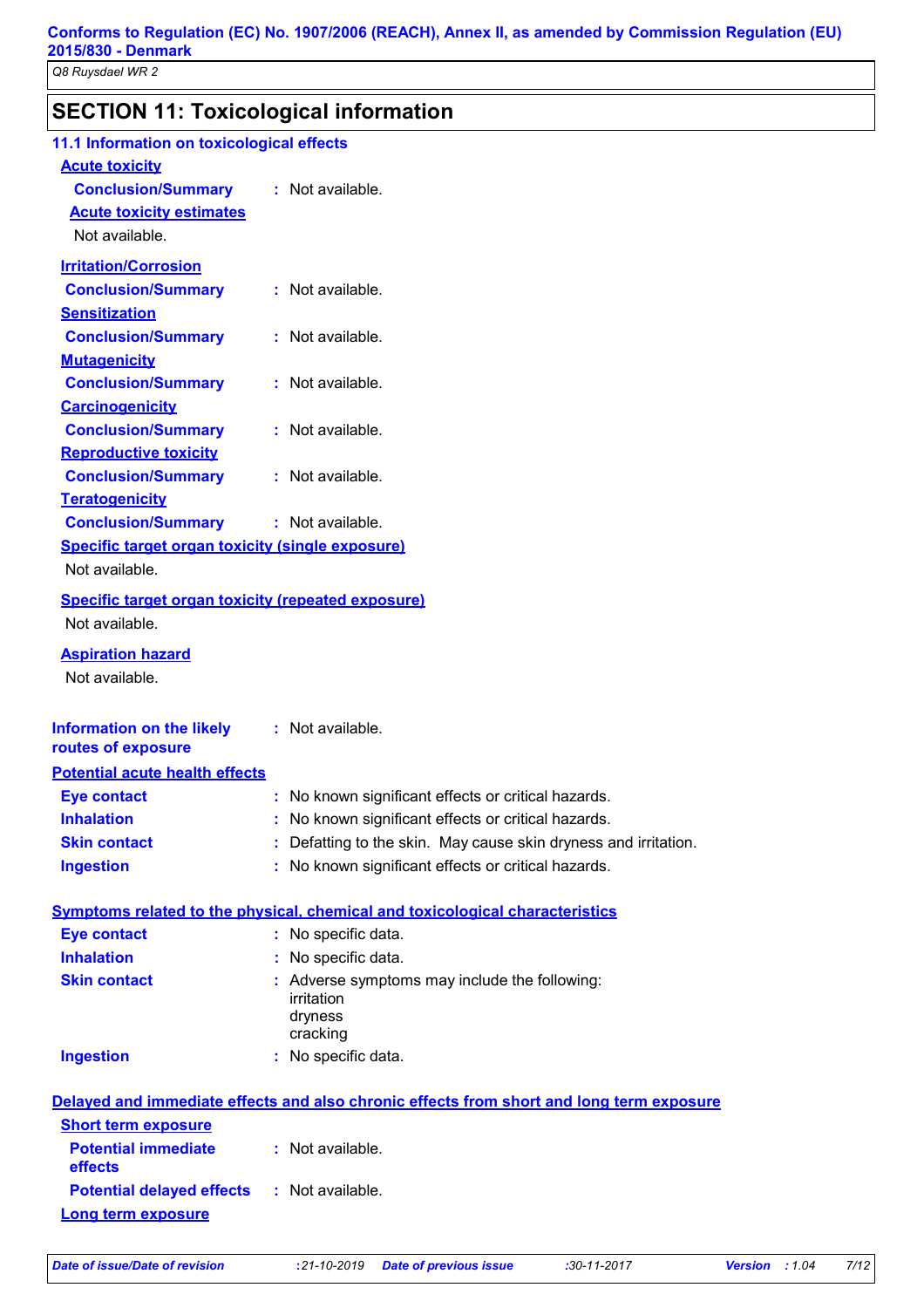## SECTION 11: Toxicological information

### 11.1 Information on toxicological effects

**Acute toxicity**

**Conclusion/Summary** : Not available.

**Acute toxicity estimates**

Not available.

**Irritation/Corrosion**

**Conclusion/Summary** : Not available.

**Sensitization**

**Conclusion/Summary** : Not available.

**Mutagenicity**

**Conclusion/Summary** : Not available.

**Carcinogenicity**

**Conclusion/Summary** : Not available.

**Reproductive toxicity**

**Conclusion/Summary** : Not available.

**Teratogenicity**

**Conclusion/Summary** : Not available.

**Specific target organ toxicity (single exposure)**

Not available.

**Specific target organ toxicity (repeated exposure)**

Not available.

**Aspiration hazard**

Not available.

**Information on the likely routes of exposure** : Not available.

**Potential acute health effects**

**Eye contact** : No known significant effects or critical hazards.

**Inhalation** : No known significant effects or critical hazards.

**Skin contact** : Defatting to the skin. May cause skin dryness and irritation.

**Ingestion** : No known significant effects or critical hazards.

**Symptoms related to the physical, chemical and toxicological characteristics**

**Eye contact** : No specific data.

**Inhalation** : No specific data.

**Skin contact** : Adverse symptoms may include the following:
irritation
dryness
cracking

**Ingestion** : No specific data.

**Delayed and immediate effects and also chronic effects from short and long term exposure**

**Short term exposure**

**Potential immediate effects** : Not available.

**Potential delayed effects** : Not available.

**Long term exposure**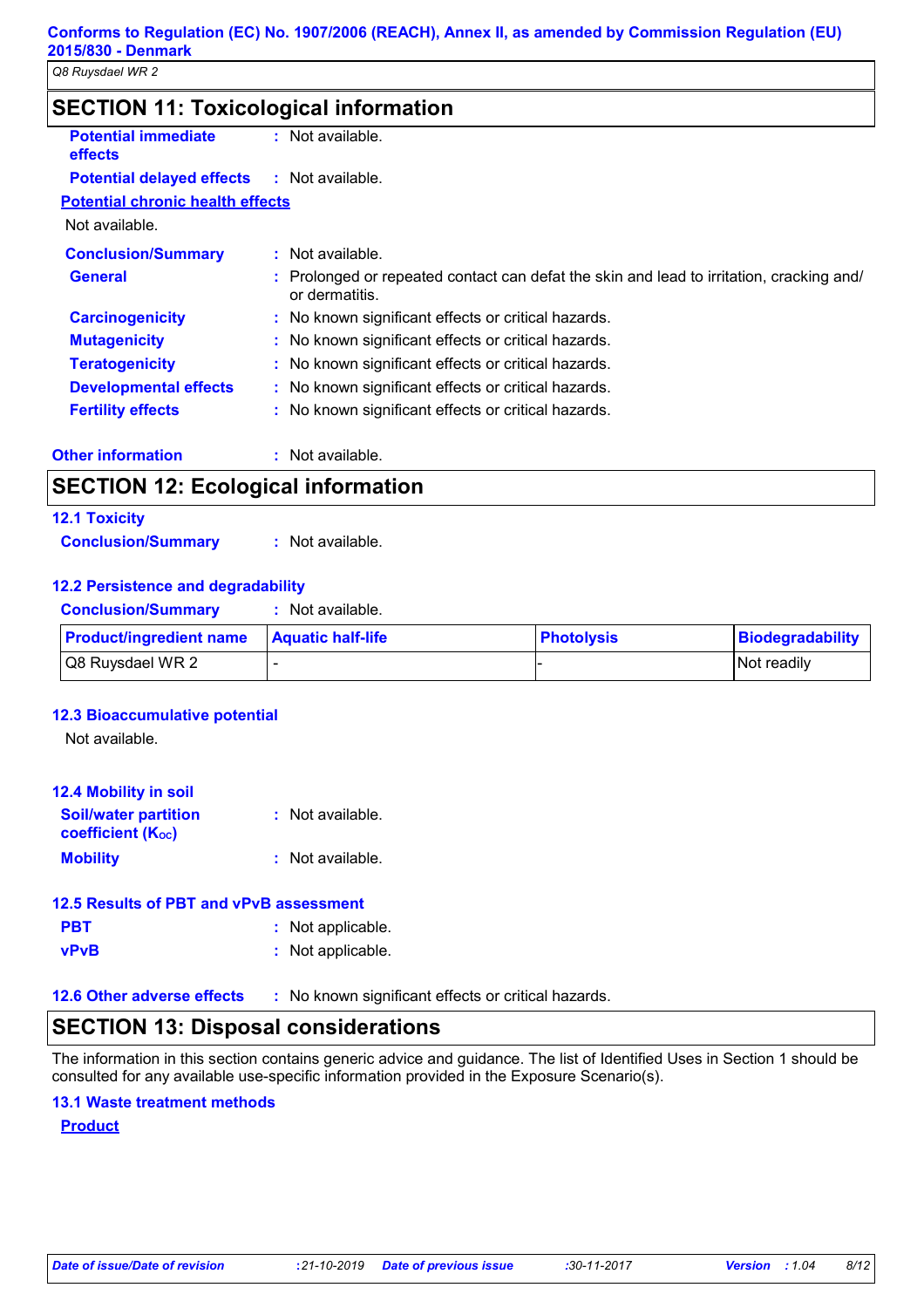## SECTION 11: Toxicological information

**Potential immediate effects** : Not available.

**Potential delayed effects** : Not available.

**Potential chronic health effects**

Not available.

**Conclusion/Summary** : Not available.

**General** : Prolonged or repeated contact can defat the skin and lead to irritation, cracking and/ or dermatitis.

**Carcinogenicity** : No known significant effects or critical hazards.

**Mutagenicity** : No known significant effects or critical hazards.

**Teratogenicity** : No known significant effects or critical hazards.

**Developmental effects** : No known significant effects or critical hazards.

**Fertility effects** : No known significant effects or critical hazards.

**Other information** : Not available.

## SECTION 12: Ecological information

### 12.1 Toxicity

**Conclusion/Summary** : Not available.

### 12.2 Persistence and degradability

**Conclusion/Summary** : Not available.

| Product/ingredient name | Aquatic half-life | Photolysis | Biodegradability |
| --- | --- | --- | --- |
| Q8 Ruysdael WR 2 | - | - | Not readily |

### 12.3 Bioaccumulative potential

Not available.

### 12.4 Mobility in soil

**Soil/water partition coefficient ($K_{OC}$)** : Not available.

**Mobility** : Not available.

### 12.5 Results of PBT and vPvB assessment

**PBT** : Not applicable.

**vPvB** : Not applicable.

**12.6 Other adverse effects** : No known significant effects or critical hazards.

## SECTION 13: Disposal considerations

The information in this section contains generic advice and guidance. The list of Identified Uses in Section 1 should be consulted for any available use-specific information provided in the Exposure Scenario(s).

### 13.1 Waste treatment methods

**Product**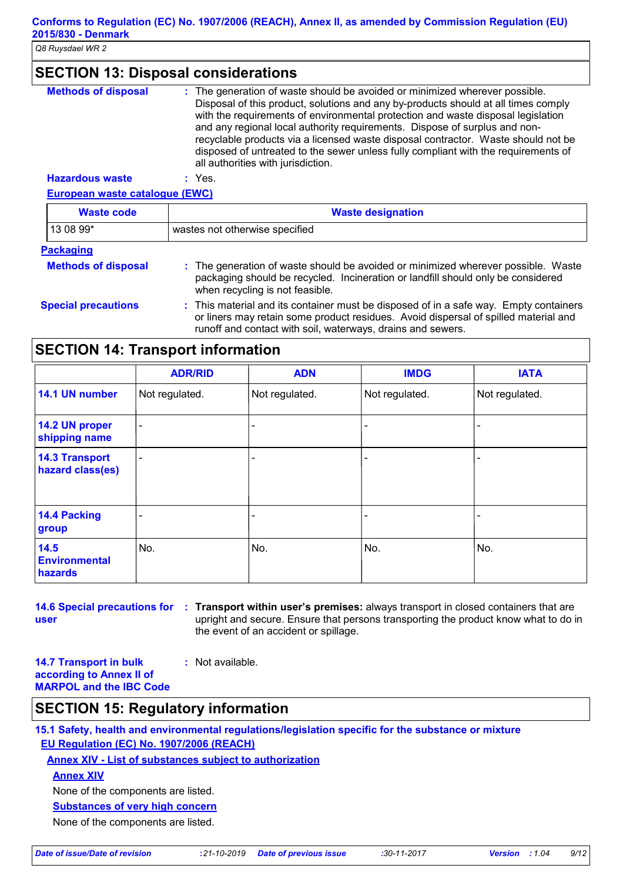## SECTION 13: Disposal considerations

**Methods of disposal** : The generation of waste should be avoided or minimized wherever possible. Disposal of this product, solutions and any by-products should at all times comply with the requirements of environmental protection and waste disposal legislation and any regional local authority requirements. Dispose of surplus and non-recyclable products via a licensed waste disposal contractor. Waste should not be disposed of untreated to the sewer unless fully compliant with the requirements of all authorities with jurisdiction.

**Hazardous waste** : Yes.

**European waste catalogue (EWC)**

| Waste code | Waste designation |
|---|---|
| 13 08 99* | wastes not otherwise specified |

**Packaging**

**Methods of disposal** : The generation of waste should be avoided or minimized wherever possible. Waste packaging should be recycled. Incineration or landfill should only be considered when recycling is not feasible.

**Special precautions** : This material and its container must be disposed of in a safe way. Empty containers or liners may retain some product residues. Avoid dispersal of spilled material and runoff and contact with soil, waterways, drains and sewers.

## SECTION 14: Transport information

| | ADR/RID | ADN | IMDG | IATA |
|---|---|---|---|---|
| 14.1 UN number | Not regulated. | Not regulated. | Not regulated. | Not regulated. |
| 14.2 UN proper shipping name | - | - | - | - |
| 14.3 Transport hazard class(es) | - | - | - | - |
| 14.4 Packing group | - | - | - | - |
| 14.5 Environmental hazards | No. | No. | No. | No. |

**14.6 Special precautions for user** : **Transport within user's premises:** always transport in closed containers that are upright and secure. Ensure that persons transporting the product know what to do in the event of an accident or spillage.

**14.7 Transport in bulk according to Annex II of MARPOL and the IBC Code** : Not available.

## SECTION 15: Regulatory information

**15.1 Safety, health and environmental regulations/legislation specific for the substance or mixture**

**EU Regulation (EC) No. 1907/2006 (REACH)**

**Annex XIV - List of substances subject to authorization**

**Annex XIV**

None of the components are listed.

**Substances of very high concern**

None of the components are listed.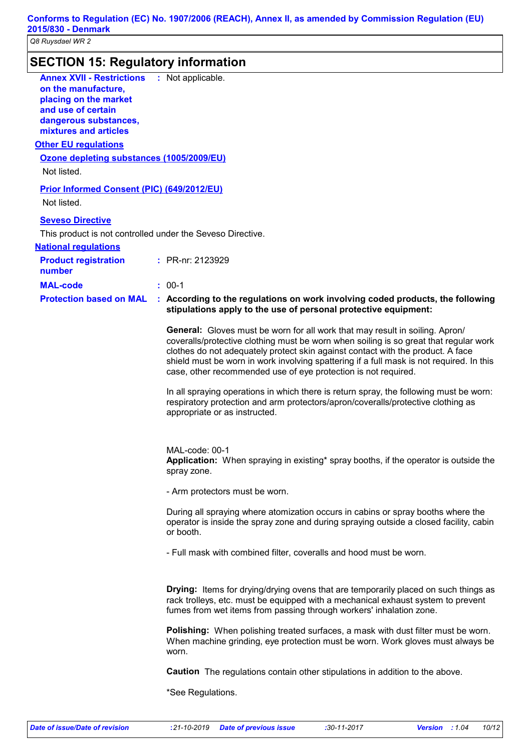## SECTION 15: Regulatory information

**Annex XVII - Restrictions on the manufacture, placing on the market and use of certain dangerous substances, mixtures and articles** : Not applicable.

### Other EU regulations

**Ozone depleting substances (1005/2009/EU)**

Not listed.

**Prior Informed Consent (PIC) (649/2012/EU)**

Not listed.

**Seveso Directive**

This product is not controlled under the Seveso Directive.

### National regulations

**Product registration number** : PR-nr: 2123929

**MAL-code** : 00-1

**Protection based on MAL** : **According to the regulations on work involving coded products, the following stipulations apply to the use of personal protective equipment:**

**General:** Gloves must be worn for all work that may result in soiling. Apron/ coveralls/protective clothing must be worn when soiling is so great that regular work clothes do not adequately protect skin against contact with the product. A face shield must be worn in work involving spattering if a full mask is not required. In this case, other recommended use of eye protection is not required.

In all spraying operations in which there is return spray, the following must be worn: respiratory protection and arm protectors/apron/coveralls/protective clothing as appropriate or as instructed.

MAL-code: 00-1
**Application:** When spraying in existing* spray booths, if the operator is outside the spray zone.

- Arm protectors must be worn.

During all spraying where atomization occurs in cabins or spray booths where the operator is inside the spray zone and during spraying outside a closed facility, cabin or booth.

- Full mask with combined filter, coveralls and hood must be worn.

**Drying:** Items for drying/drying ovens that are temporarily placed on such things as rack trolleys, etc. must be equipped with a mechanical exhaust system to prevent fumes from wet items from passing through workers' inhalation zone.

**Polishing:** When polishing treated surfaces, a mask with dust filter must be worn. When machine grinding, eye protection must be worn. Work gloves must always be worn.

**Caution** The regulations contain other stipulations in addition to the above.

*See Regulations.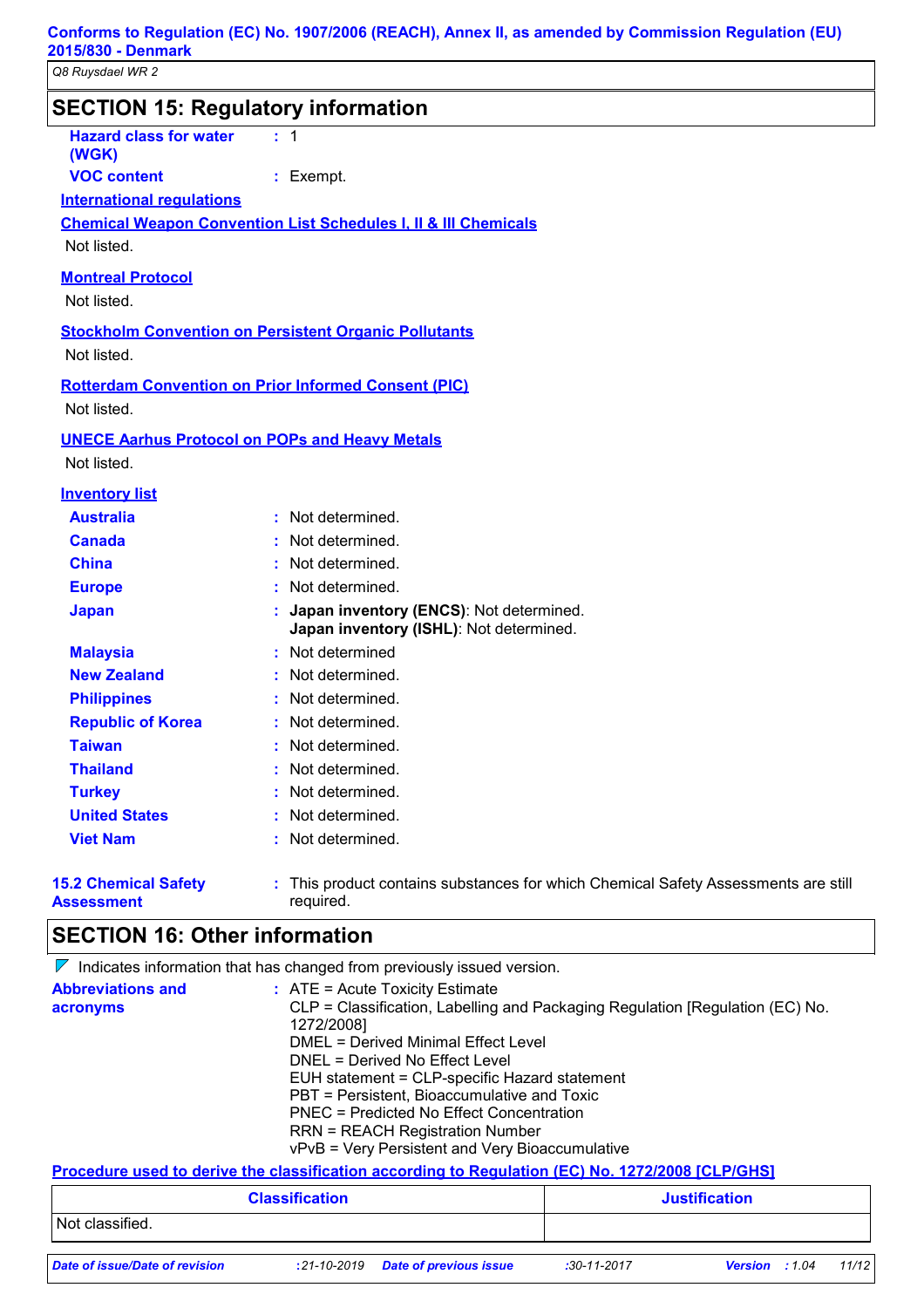## SECTION 15: Regulatory information

**Hazard class for water (WGK)** : 1

**VOC content** : Exempt.

**International regulations**

**Chemical Weapon Convention List Schedules I, II & III Chemicals**

Not listed.

**Montreal Protocol**

Not listed.

**Stockholm Convention on Persistent Organic Pollutants**

Not listed.

**Rotterdam Convention on Prior Informed Consent (PIC)**

Not listed.

**UNECE Aarhus Protocol on POPs and Heavy Metals**

Not listed.

**Inventory list**

| | |
|---|---|
| **Australia** | : Not determined. |
| **Canada** | : Not determined. |
| **China** | : Not determined. |
| **Europe** | : Not determined. |
| **Japan** | : **Japan inventory (ENCS)**: Not determined.<br>**Japan inventory (ISHL)**: Not determined. |
| **Malaysia** | : Not determined |
| **New Zealand** | : Not determined. |
| **Philippines** | : Not determined. |
| **Republic of Korea** | : Not determined. |
| **Taiwan** | : Not determined. |
| **Thailand** | : Not determined. |
| **Turkey** | : Not determined. |
| **United States** | : Not determined. |
| **Viet Nam** | : Not determined. |

**15.2 Chemical Safety Assessment** : This product contains substances for which Chemical Safety Assessments are still required.

## SECTION 16: Other information

Indicates information that has changed from previously issued version.

**Abbreviations and acronyms** :
ATE = Acute Toxicity Estimate
CLP = Classification, Labelling and Packaging Regulation [Regulation (EC) No. 1272/2008]
DMEL = Derived Minimal Effect Level
DNEL = Derived No Effect Level
EUH statement = CLP-specific Hazard statement
PBT = Persistent, Bioaccumulative and Toxic
PNEC = Predicted No Effect Concentration
RRN = REACH Registration Number
vPvB = Very Persistent and Very Bioaccumulative

**Procedure used to derive the classification according to Regulation (EC) No. 1272/2008 [CLP/GHS]**

| Classification | Justification |
|---|---|
| Not classified. | |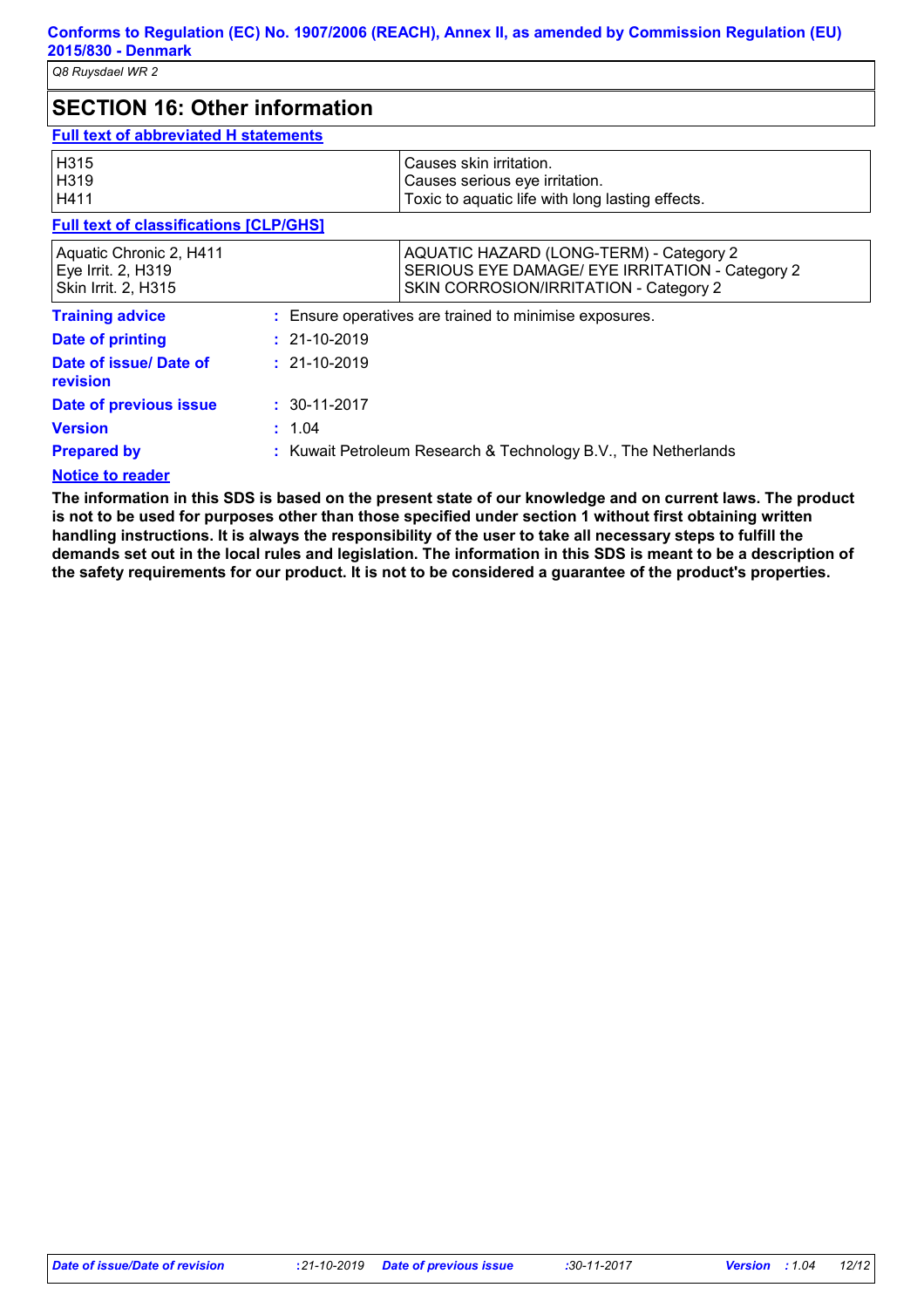## SECTION 16: Other information

**Full text of abbreviated H statements**

| | |
|---|---|
| H315<br>H319<br>H411 | Causes skin irritation.<br>Causes serious eye irritation.<br>Toxic to aquatic life with long lasting effects. |

**Full text of classifications [CLP/GHS]**

| | |
|---|---|
| Aquatic Chronic 2, H411<br>Eye Irrit. 2, H319<br>Skin Irrit. 2, H315 | AQUATIC HAZARD (LONG-TERM) - Category 2<br>SERIOUS EYE DAMAGE/ EYE IRRITATION - Category 2<br>SKIN CORROSION/IRRITATION - Category 2 |

**Training advice** : Ensure operatives are trained to minimise exposures.

**Date of printing** : 21-10-2019

**Date of issue/ Date of revision** : 21-10-2019

**Date of previous issue** : 30-11-2017

**Version** : 1.04

**Prepared by** : Kuwait Petroleum Research & Technology B.V., The Netherlands

**Notice to reader**

**The information in this SDS is based on the present state of our knowledge and on current laws. The product is not to be used for purposes other than those specified under section 1 without first obtaining written handling instructions. It is always the responsibility of the user to take all necessary steps to fulfill the demands set out in the local rules and legislation. The information in this SDS is meant to be a description of the safety requirements for our product. It is not to be considered a guarantee of the product's properties.**